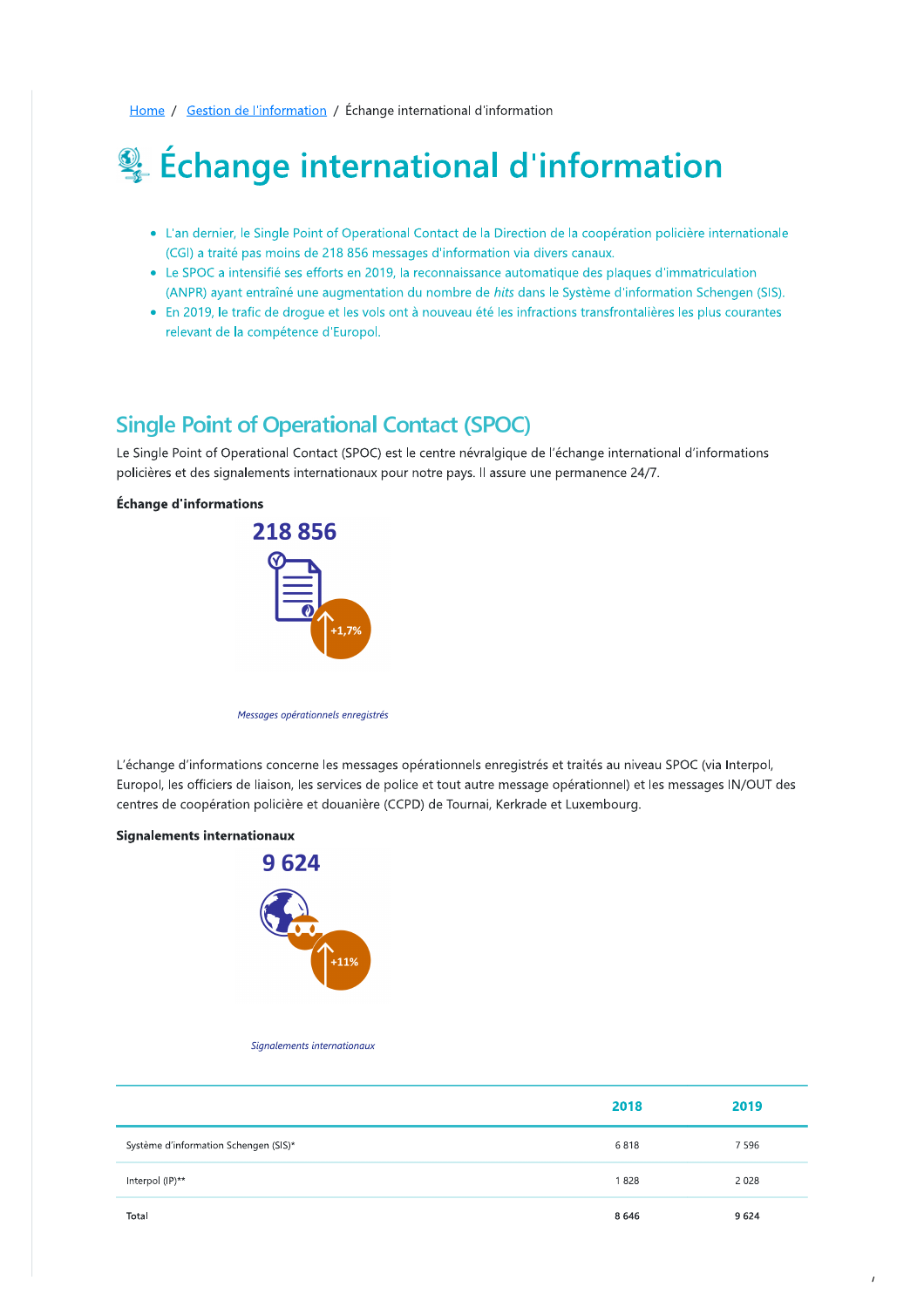Home / Gestion de l'information / Échange international d'information

# Échange international d'information

- L'an dernier, le Single Point of Operational Contact de la Direction de la coopération policière internationale (CGI) a traité pas moins de 218 856 messages d'information via divers canaux.
- Le SPOC a intensifié ses efforts en 2019, la reconnaissance automatique des plaques d'immatriculation (ANPR) ayant entraîné une augmentation du nombre de *hits* dans le Système d'information Schengen (SIS).
- En 2019, le trafic de drogue et les vols ont à nouveau été les infractions transfrontalières les plus courantes relevant de la compétence d'Europol.

## Single Point of Operational Contact (SPOC)

Le Single Point of Operational Contact (SPOC) est le centre névralgique de l'échange international d'informations policières et des signalements internationaux pour notre pays. Il assure une permanence 24/7.

**Échange d'informations**

218 856

+1,7%

*Messages opérationnels enregistrés*

L'échange d'informations concerne les messages opérationnels enregistrés et traités au niveau SPOC (via Interpol, Europol, les officiers de liaison, les services de police et tout autre message opérationnel) et les messages IN/OUT des centres de coopération policière et douanière (CCPD) de Tournai, Kerkrade et Luxembourg.

**Signalements internationaux**

9 624

+11%

*Signalements internationaux*

| | 2018 | 2019 |
|---|---|---|
| Système d'information Schengen (SIS)* | 6 818 | 7 596 |
| Interpol (IP)** | 1 828 | 2 028 |
| Total | **8 646** | **9 624** |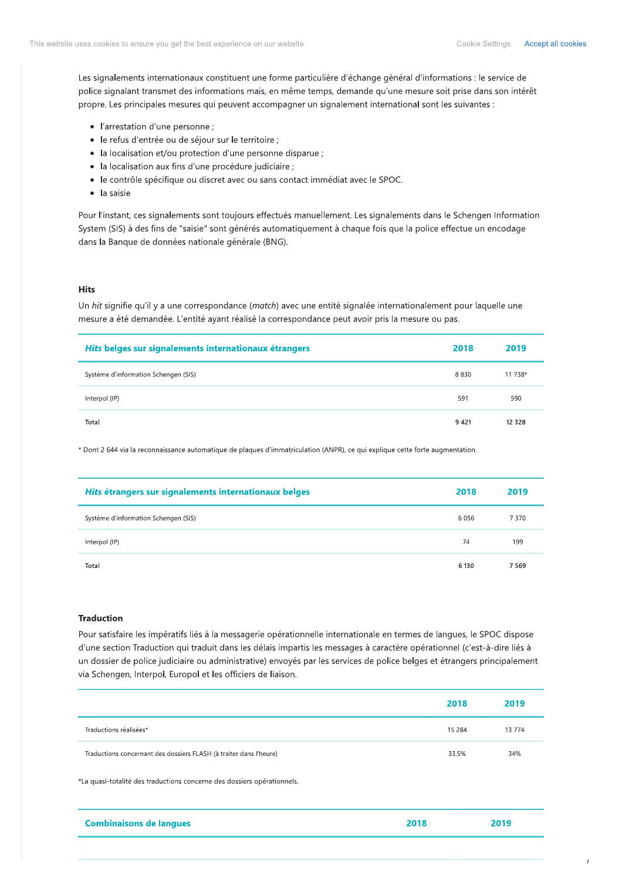Les signalements internationaux constituent une forme particulière d'échange général d'informations : le service de police signalant transmet des informations mais, en même temps, demande qu'une mesure soit prise dans son intérêt propre. Les principales mesures qui peuvent accompagner un signalement international sont les suivantes :

- l'arrestation d'une personne ;
- le refus d'entrée ou de séjour sur le territoire ;
- la localisation et/ou protection d'une personne disparue ;
- la localisation aux fins d'une procédure judiciaire ;
- le contrôle spécifique ou discret avec ou sans contact immédiat avec le SPOC.
- la saisie

Pour l'instant, ces signalements sont toujours effectués manuellement. Les signalements dans le Schengen Information System (SIS) à des fins de "saisie" sont générés automatiquement à chaque fois que la police effectue un encodage dans la Banque de données nationale générale (BNG).

### Hits

Un *hit* signifie qu'il y a une correspondance (*match*) avec une entité signalée internationalement pour laquelle une mesure a été demandée. L'entité ayant réalisé la correspondance peut avoir pris la mesure ou pas.

| ***Hits* belges sur signalements internationaux étrangers** | **2018** | **2019** |
|---|---|---|
| Système d'information Schengen (SIS) | 8 830 | 11 738* |
| Interpol (IP) | 591 | 590 |
| **Total** | **9 421** | **12 328** |

* Dont 2 644 via la reconnaissance automatique de plaques d'immatriculation (ANPR), ce qui explique cette forte augmentation.

| ***Hits* étrangers sur signalements internationaux belges** | **2018** | **2019** |
|---|---|---|
| Système d'information Schengen (SIS) | 6 056 | 7 370 |
| Interpol (IP) | 74 | 199 |
| **Total** | **6 130** | **7 569** |

### Traduction

Pour satisfaire les impératifs liés à la messagerie opérationnelle internationale en termes de langues, le SPOC dispose d'une section Traduction qui traduit dans les délais impartis les messages à caractère opérationnel (c'est-à-dire liés à un dossier de police judiciaire ou administrative) envoyés par les services de police belges et étrangers principalement via Schengen, Interpol, Europol et les officiers de liaison.

| | **2018** | **2019** |
|---|---|---|
| Traductions réalisées* | 15 284 | 13 774 |
| Traductions concernant des dossiers FLASH (à traiter dans l'heure) | 33,5% | 34% |

*La quasi-totalité des traductions concerne des dossiers opérationnels.

| **Combinaisons de langues** | **2018** | **2019** |
|---|---|---|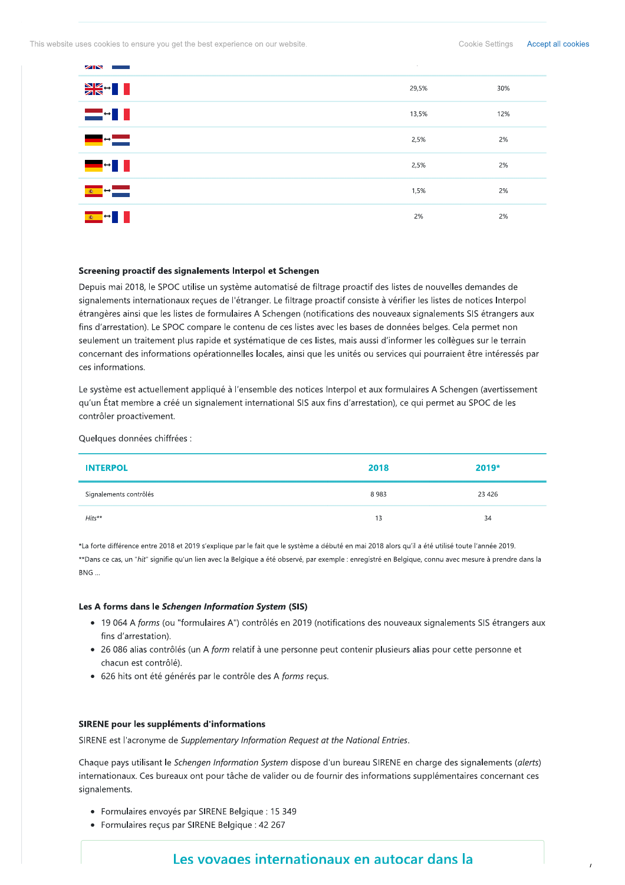| | | |
|---|---|---|
| GB ↔ FR | 29,5% | 30% |
| NL ↔ FR | 13,5% | 12% |
| DE ↔ NL | 2,5% | 2% |
| DE ↔ FR | 2,5% | 2% |
| ES ↔ NL | 1,5% | 2% |
| ES ↔ FR | 2% | 2% |

**Screening proactif des signalements Interpol et Schengen**

Depuis mai 2018, le SPOC utilise un système automatisé de filtrage proactif des listes de nouvelles demandes de signalements internationaux reçues de l'étranger. Le filtrage proactif consiste à vérifier les listes de notices Interpol étrangères ainsi que les listes de formulaires A Schengen (notifications des nouveaux signalements SIS étrangers aux fins d'arrestation). Le SPOC compare le contenu de ces listes avec les bases de données belges. Cela permet non seulement un traitement plus rapide et systématique de ces listes, mais aussi d'informer les collègues sur le terrain concernant des informations opérationnelles locales, ainsi que les unités ou services qui pourraient être intéressés par ces informations.

Le système est actuellement appliqué à l'ensemble des notices Interpol et aux formulaires A Schengen (avertissement qu'un État membre a créé un signalement international SIS aux fins d'arrestation), ce qui permet au SPOC de les contrôler proactivement.

Quelques données chiffrées :

| INTERPOL | 2018 | 2019* |
|---|---|---|
| Signalements contrôlés | 8 983 | 23 426 |
| *Hits*** | 13 | 34 |

*La forte différence entre 2018 et 2019 s'explique par le fait que le système a débuté en mai 2018 alors qu'il a été utilisé toute l'année 2019.
**Dans ce cas, un "*hit*" signifie qu'un lien avec la Belgique a été observé, par exemple : enregistré en Belgique, connu avec mesure à prendre dans la BNG ...

**Les A forms dans le *Schengen Information System* (SIS)**

- 19 064 A *forms* (ou "formulaires A") contrôlés en 2019 (notifications des nouveaux signalements SIS étrangers aux fins d'arrestation).
- 26 086 alias contrôlés (un A *form* relatif à une personne peut contenir plusieurs alias pour cette personne et chacun est contrôlé).
- 626 hits ont été générés par le contrôle des A *forms* reçus.

**SIRENE pour les suppléments d'informations**

SIRENE est l'acronyme de *Supplementary Information Request at the National Entries*.

Chaque pays utilisant le *Schengen Information System* dispose d'un bureau SIRENE en charge des signalements (*alerts*) internationaux. Ces bureaux ont pour tâche de valider ou de fournir des informations supplémentaires concernant ces signalements.

- Formulaires envoyés par SIRENE Belgique : 15 349
- Formulaires reçus par SIRENE Belgique : 42 267

## Les voyages internationaux en autocar dans la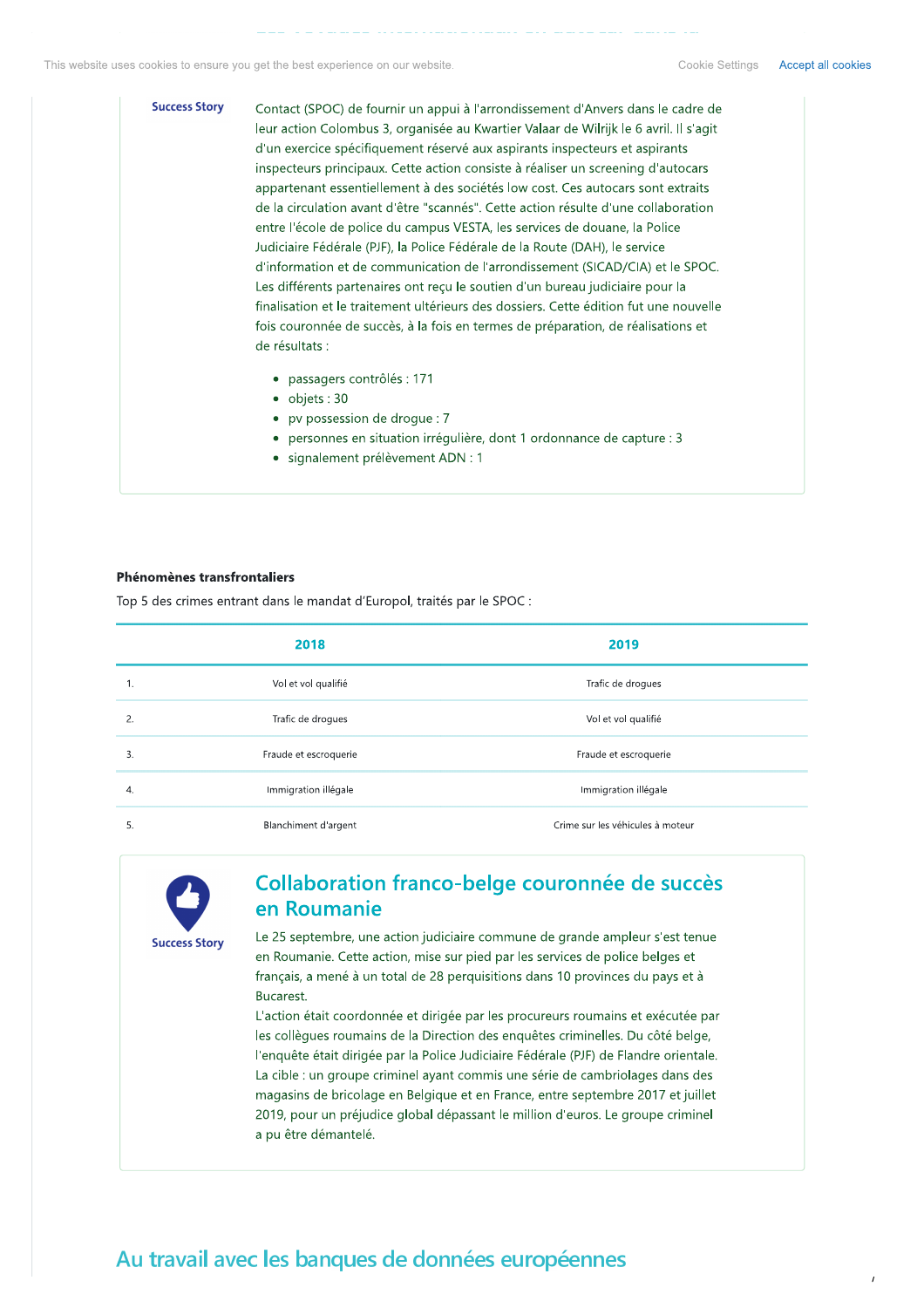**Success Story**

Contact (SPOC) de fournir un appui à l'arrondissement d'Anvers dans le cadre de leur action Colombus 3, organisée au Kwartier Valaar de Wilrijk le 6 avril. Il s'agit d'un exercice spécifiquement réservé aux aspirants inspecteurs et aspirants inspecteurs principaux. Cette action consiste à réaliser un screening d'autocars appartenant essentiellement à des sociétés low cost. Ces autocars sont extraits de la circulation avant d'être "scannés". Cette action résulte d'une collaboration entre l'école de police du campus VESTA, les services de douane, la Police Judiciaire Fédérale (PJF), la Police Fédérale de la Route (DAH), le service d'information et de communication de l'arrondissement (SICAD/CIA) et le SPOC. Les différents partenaires ont reçu le soutien d'un bureau judiciaire pour la finalisation et le traitement ultérieurs des dossiers. Cette édition fut une nouvelle fois couronnée de succès, à la fois en termes de préparation, de réalisations et de résultats :

- passagers contrôlés : 171
- objets : 30
- pv possession de drogue : 7
- personnes en situation irrégulière, dont 1 ordonnance de capture : 3
- signalement prélèvement ADN : 1

**Phénomènes transfrontaliers**

Top 5 des crimes entrant dans le mandat d'Europol, traités par le SPOC :

| | 2018 | 2019 |
|---|---|---|
| 1. | Vol et vol qualifié | Trafic de drogues |
| 2. | Trafic de drogues | Vol et vol qualifié |
| 3. | Fraude et escroquerie | Fraude et escroquerie |
| 4. | Immigration illégale | Immigration illégale |
| 5. | Blanchiment d'argent | Crime sur les véhicules à moteur |

**Success Story**

## Collaboration franco-belge couronnée de succès en Roumanie

Le 25 septembre, une action judiciaire commune de grande ampleur s'est tenue en Roumanie. Cette action, mise sur pied par les services de police belges et français, a mené à un total de 28 perquisitions dans 10 provinces du pays et à Bucarest.

L'action était coordonnée et dirigée par les procureurs roumains et exécutée par les collègues roumains de la Direction des enquêtes criminelles. Du côté belge, l'enquête était dirigée par la Police Judiciaire Fédérale (PJF) de Flandre orientale. La cible : un groupe criminel ayant commis une série de cambriolages dans des magasins de bricolage en Belgique et en France, entre septembre 2017 et juillet 2019, pour un préjudice global dépassant le million d'euros. Le groupe criminel a pu être démantelé.

# Au travail avec les banques de données européennes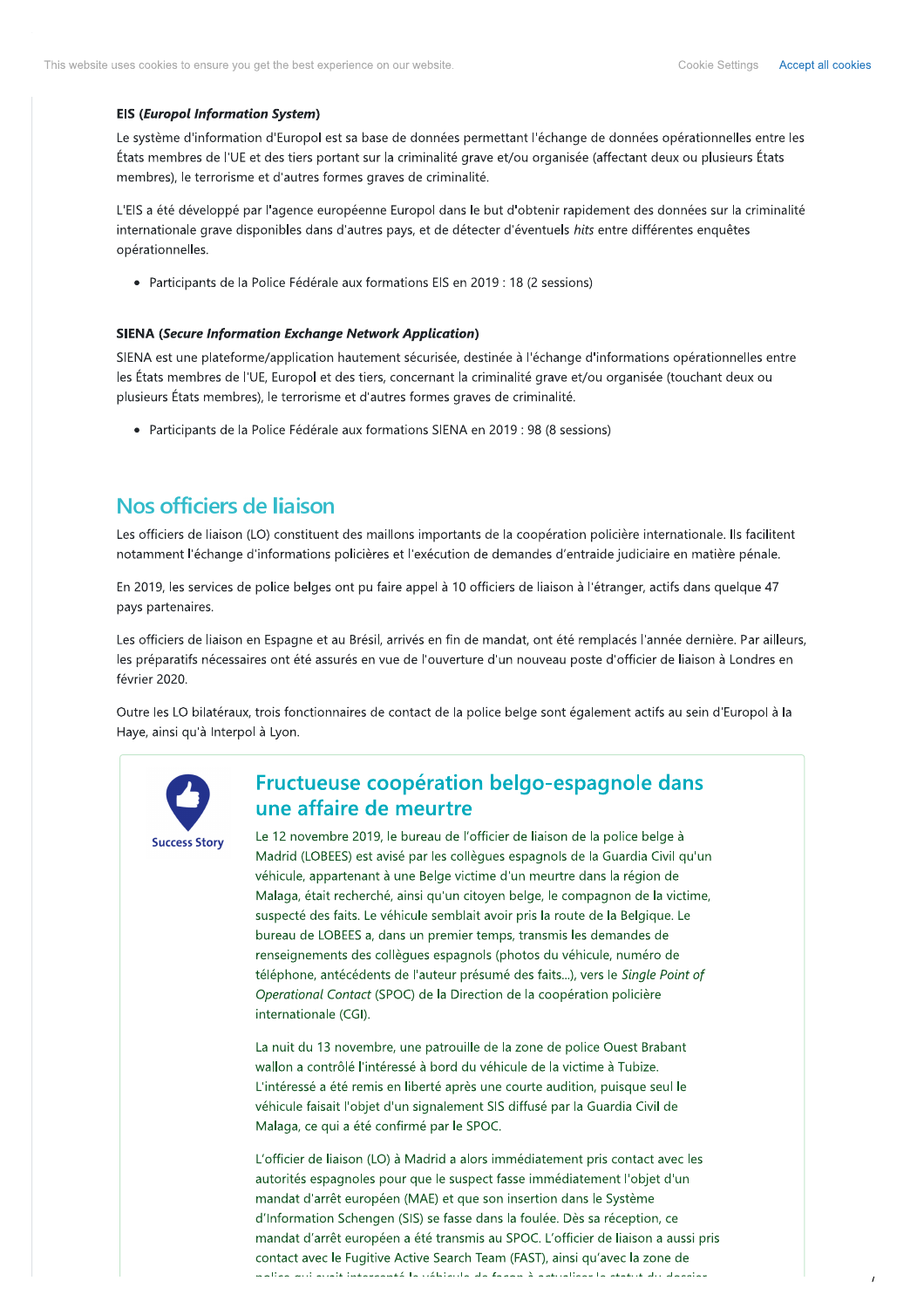**EIS (*Europol Information System*)**

Le système d'information d'Europol est sa base de données permettant l'échange de données opérationnelles entre les États membres de l'UE et des tiers portant sur la criminalité grave et/ou organisée (affectant deux ou plusieurs États membres), le terrorisme et d'autres formes graves de criminalité.

L'EIS a été développé par l'agence européenne Europol dans le but d'obtenir rapidement des données sur la criminalité internationale grave disponibles dans d'autres pays, et de détecter d'éventuels *hits* entre différentes enquêtes opérationnelles.

- Participants de la Police Fédérale aux formations EIS en 2019 : 18 (2 sessions)

**SIENA (*Secure Information Exchange Network Application*)**

SIENA est une plateforme/application hautement sécurisée, destinée à l'échange d'informations opérationnelles entre les États membres de l'UE, Europol et des tiers, concernant la criminalité grave et/ou organisée (touchant deux ou plusieurs États membres), le terrorisme et d'autres formes graves de criminalité.

- Participants de la Police Fédérale aux formations SIENA en 2019 : 98 (8 sessions)

## Nos officiers de liaison

Les officiers de liaison (LO) constituent des maillons importants de la coopération policière internationale. Ils facilitent notamment l'échange d'informations policières et l'exécution de demandes d'entraide judiciaire en matière pénale.

En 2019, les services de police belges ont pu faire appel à 10 officiers de liaison à l'étranger, actifs dans quelque 47 pays partenaires.

Les officiers de liaison en Espagne et au Brésil, arrivés en fin de mandat, ont été remplacés l'année dernière. Par ailleurs, les préparatifs nécessaires ont été assurés en vue de l'ouverture d'un nouveau poste d'officier de liaison à Londres en février 2020.

Outre les LO bilatéraux, trois fonctionnaires de contact de la police belge sont également actifs au sein d'Europol à la Haye, ainsi qu'à Interpol à Lyon.

Success Story

### Fructueuse coopération belgo-espagnole dans une affaire de meurtre

Le 12 novembre 2019, le bureau de l'officier de liaison de la police belge à Madrid (LOBEES) est avisé par les collègues espagnols de la Guardia Civil qu'un véhicule, appartenant à une Belge victime d'un meurtre dans la région de Malaga, était recherché, ainsi qu'un citoyen belge, le compagnon de la victime, suspecté des faits. Le véhicule semblait avoir pris la route de la Belgique. Le bureau de LOBEES a, dans un premier temps, transmis les demandes de renseignements des collègues espagnols (photos du véhicule, numéro de téléphone, antécédents de l'auteur présumé des faits...), vers le *Single Point of Operational Contact* (SPOC) de la Direction de la coopération policière internationale (CGI).

La nuit du 13 novembre, une patrouille de la zone de police Ouest Brabant wallon a contrôlé l'intéressé à bord du véhicule de la victime à Tubize. L'intéressé a été remis en liberté après une courte audition, puisque seul le véhicule faisait l'objet d'un signalement SIS diffusé par la Guardia Civil de Malaga, ce qui a été confirmé par le SPOC.

L'officier de liaison (LO) à Madrid a alors immédiatement pris contact avec les autorités espagnoles pour que le suspect fasse immédiatement l'objet d'un mandat d'arrêt européen (MAE) et que son insertion dans le Système d'Information Schengen (SIS) se fasse dans la foulée. Dès sa réception, ce mandat d'arrêt européen a été transmis au SPOC. L'officier de liaison a aussi pris contact avec le Fugitive Active Search Team (FAST), ainsi qu'avec la zone de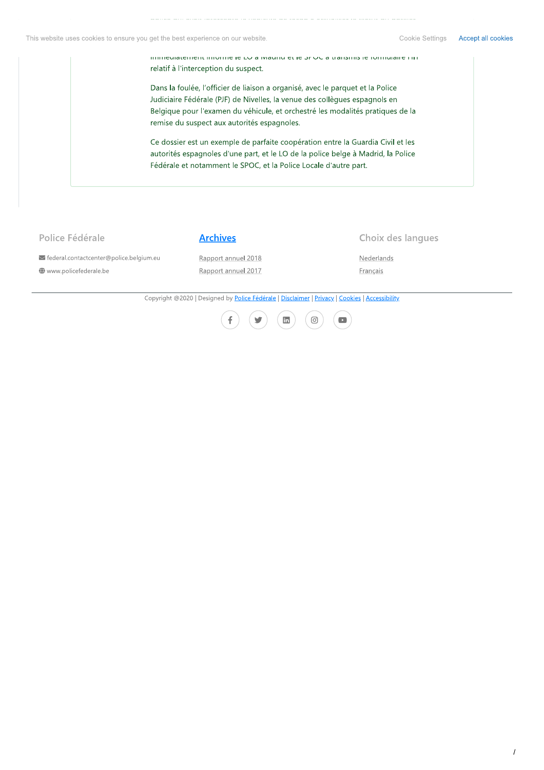This website uses cookies to ensure you get the best experience on our website.

Cookie Settings Accept all cookies

immédiatement informé le LO à Madrid et le SPOC a transmis le formulaire HIT relatif à l'interception du suspect.

Dans la foulée, l'officier de liaison a organisé, avec le parquet et la Police Judiciaire Fédérale (PJF) de Nivelles, la venue des collègues espagnols en Belgique pour l'examen du véhicule, et orchestré les modalités pratiques de la remise du suspect aux autorités espagnoles.

Ce dossier est un exemple de parfaite coopération entre la Guardia Civil et les autorités espagnoles d'une part, et le LO de la police belge à Madrid, la Police Fédérale et notamment le SPOC, et la Police Locale d'autre part.

## Police Fédérale

federal.contactcenter@police.belgium.eu

www.policefederale.be

## Archives

Rapport annuel 2018

Rapport annuel 2017

## Choix des langues

Nederlands

Français

Copyright @2020 | Designed by Police Fédérale | Disclaimer | Privacy | Cookies | Accessibility